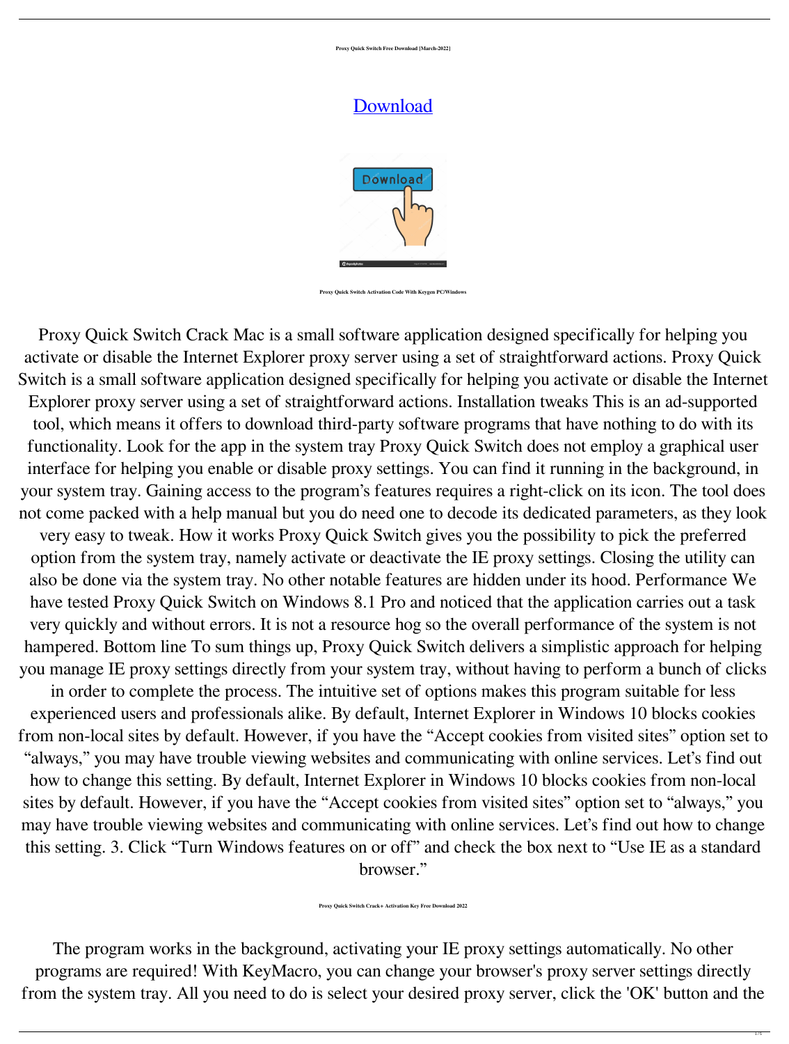**Proxy Quick Switch Free Download [March-2022]**

# [Download](Download)

**Proxy Quick Switch Activation Code With Keygen PC/Windows**

Proxy Quick Switch Crack Mac is a small software application designed specifically for helping you activate or disable the Internet Explorer proxy server using a set of straightforward actions. Proxy Quick Switch is a small software application designed specifically for helping you activate or disable the Internet Explorer proxy server using a set of straightforward actions. Installation tweaks This is an ad-supported tool, which means it offers to download third-party software programs that have nothing to do with its functionality. Look for the app in the system tray Proxy Quick Switch does not employ a graphical user interface for helping you enable or disable proxy settings. You can find it running in the background, in your system tray. Gaining access to the program's features requires a right-click on its icon. The tool does not come packed with a help manual but you do need one to decode its dedicated parameters, as they look very easy to tweak. How it works Proxy Quick Switch gives you the possibility to pick the preferred option from the system tray, namely activate or deactivate the IE proxy settings. Closing the utility can also be done via the system tray. No other notable features are hidden under its hood. Performance We have tested Proxy Quick Switch on Windows 8.1 Pro and noticed that the application carries out a task very quickly and without errors. It is not a resource hog so the overall performance of the system is not hampered. Bottom line To sum things up, Proxy Quick Switch delivers a simplistic approach for helping you manage IE proxy settings directly from your system tray, without having to perform a bunch of clicks in order to complete the process. The intuitive set of options makes this program suitable for less experienced users and professionals alike. By default, Internet Explorer in Windows 10 blocks cookies from non-local sites by default. However, if you have the "Accept cookies from visited sites" option set to "always," you may have trouble viewing websites and communicating with online services. Let's find out how to change this setting. By default, Internet Explorer in Windows 10 blocks cookies from non-local sites by default. However, if you have the "Accept cookies from visited sites" option set to "always," you may have trouble viewing websites and communicating with online services. Let's find out how to change this setting. 3. Click "Turn Windows features on or off" and check the box next to "Use IE as a standard browser."

**Proxy Quick Switch Crack+ Activation Key Free Download 2022**

The program works in the background, activating your IE proxy settings automatically. No other programs are required! With KeyMacro, you can change your browser's proxy server settings directly from the system tray. All you need to do is select your desired proxy server, click the 'OK' button and the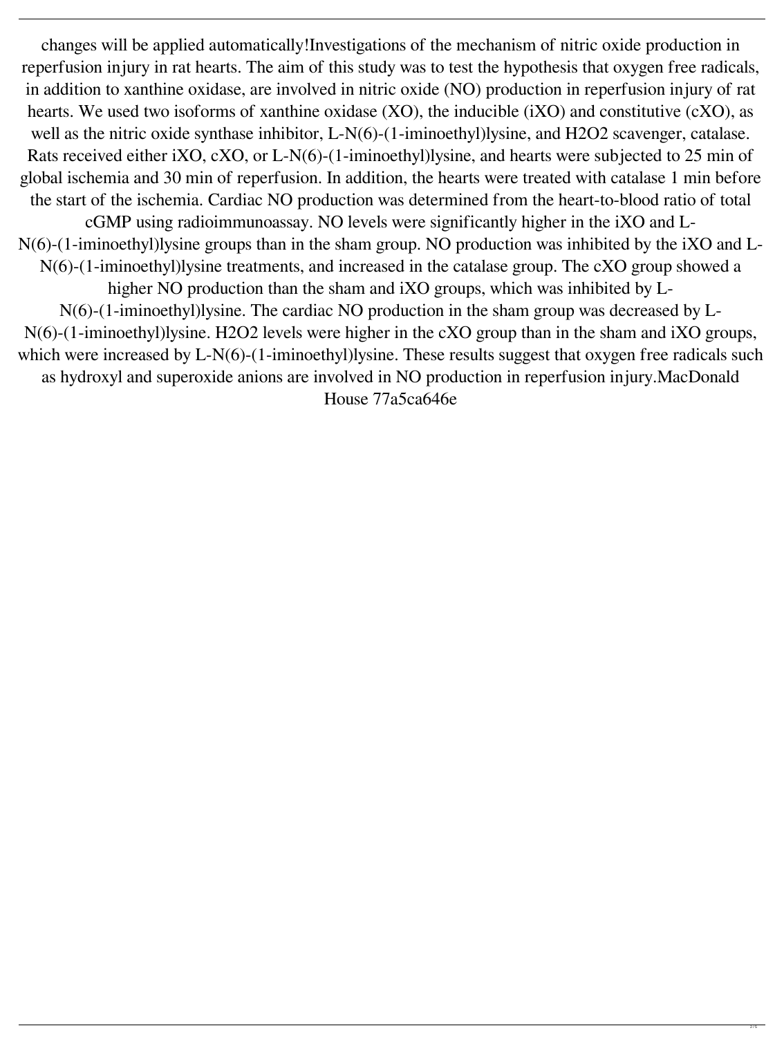changes will be applied automatically!Investigations of the mechanism of nitric oxide production in reperfusion injury in rat hearts. The aim of this study was to test the hypothesis that oxygen free radicals, in addition to xanthine oxidase, are involved in nitric oxide (NO) production in reperfusion injury of rat hearts. We used two isoforms of xanthine oxidase (XO), the inducible (iXO) and constitutive (cXO), as well as the nitric oxide synthase inhibitor, L-N(6)-(1-iminoethyl)lysine, and $H_2O_2$ scavenger, catalase. Rats received either iXO, cXO, or L-N(6)-(1-iminoethyl)lysine, and hearts were subjected to 25 min of global ischemia and 30 min of reperfusion. In addition, the hearts were treated with catalase 1 min before the start of the ischemia. Cardiac NO production was determined from the heart-to-blood ratio of total cGMP using radioimmunoassay. NO levels were significantly higher in the iXO and L-N(6)-(1-iminoethyl)lysine groups than in the sham group. NO production was inhibited by the iXO and L-N(6)-(1-iminoethyl)lysine treatments, and increased in the catalase group. The cXO group showed a higher NO production than the sham and iXO groups, which was inhibited by L-N(6)-(1-iminoethyl)lysine. The cardiac NO production in the sham group was decreased by L-N(6)-(1-iminoethyl)lysine. $H_2O_2$ levels were higher in the cXO group than in the sham and iXO groups, which were increased by L-N(6)-(1-iminoethyl)lysine. These results suggest that oxygen free radicals such as hydroxyl and superoxide anions are involved in NO production in reperfusion injury.MacDonald House 77a5ca646e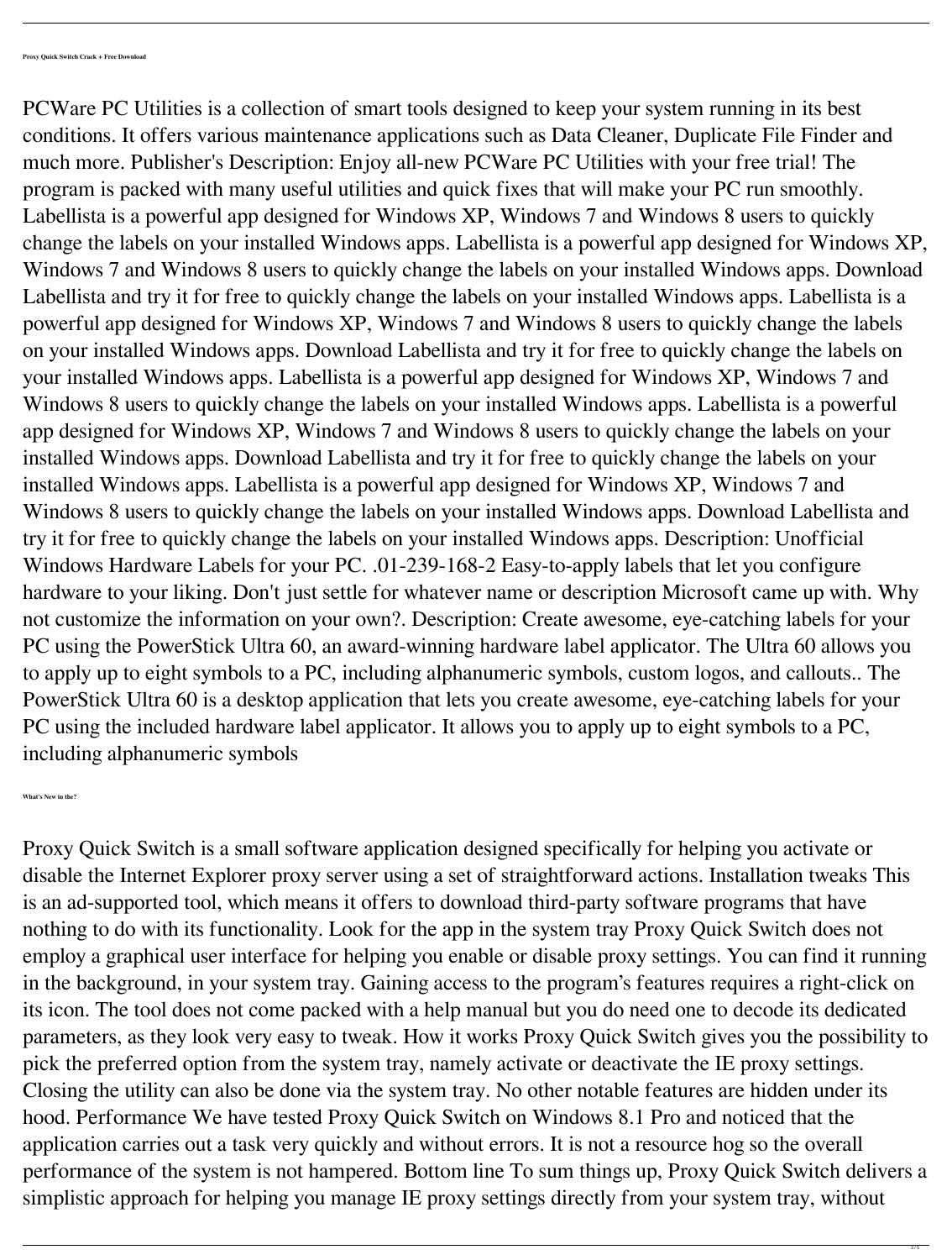**Proxy Quick Switch Crack + Free Download**

PCWare PC Utilities is a collection of smart tools designed to keep your system running in its best conditions. It offers various maintenance applications such as Data Cleaner, Duplicate File Finder and much more. Publisher's Description: Enjoy all-new PCWare PC Utilities with your free trial! The program is packed with many useful utilities and quick fixes that will make your PC run smoothly. Labellista is a powerful app designed for Windows XP, Windows 7 and Windows 8 users to quickly change the labels on your installed Windows apps. Labellista is a powerful app designed for Windows XP, Windows 7 and Windows 8 users to quickly change the labels on your installed Windows apps. Download Labellista and try it for free to quickly change the labels on your installed Windows apps. Labellista is a powerful app designed for Windows XP, Windows 7 and Windows 8 users to quickly change the labels on your installed Windows apps. Download Labellista and try it for free to quickly change the labels on your installed Windows apps. Labellista is a powerful app designed for Windows XP, Windows 7 and Windows 8 users to quickly change the labels on your installed Windows apps. Labellista is a powerful app designed for Windows XP, Windows 7 and Windows 8 users to quickly change the labels on your installed Windows apps. Download Labellista and try it for free to quickly change the labels on your installed Windows apps. Labellista is a powerful app designed for Windows XP, Windows 7 and Windows 8 users to quickly change the labels on your installed Windows apps. Download Labellista and try it for free to quickly change the labels on your installed Windows apps. Description: Unofficial Windows Hardware Labels for your PC. .01-239-168-2 Easy-to-apply labels that let you configure hardware to your liking. Don't just settle for whatever name or description Microsoft came up with. Why not customize the information on your own?. Description: Create awesome, eye-catching labels for your PC using the PowerStick Ultra 60, an award-winning hardware label applicator. The Ultra 60 allows you to apply up to eight symbols to a PC, including alphanumeric symbols, custom logos, and callouts.. The PowerStick Ultra 60 is a desktop application that lets you create awesome, eye-catching labels for your PC using the included hardware label applicator. It allows you to apply up to eight symbols to a PC, including alphanumeric symbols

**What's New in the?**

Proxy Quick Switch is a small software application designed specifically for helping you activate or disable the Internet Explorer proxy server using a set of straightforward actions. Installation tweaks This is an ad-supported tool, which means it offers to download third-party software programs that have nothing to do with its functionality. Look for the app in the system tray Proxy Quick Switch does not employ a graphical user interface for helping you enable or disable proxy settings. You can find it running in the background, in your system tray. Gaining access to the program's features requires a right-click on its icon. The tool does not come packed with a help manual but you do need one to decode its dedicated parameters, as they look very easy to tweak. How it works Proxy Quick Switch gives you the possibility to pick the preferred option from the system tray, namely activate or deactivate the IE proxy settings. Closing the utility can also be done via the system tray. No other notable features are hidden under its hood. Performance We have tested Proxy Quick Switch on Windows 8.1 Pro and noticed that the application carries out a task very quickly and without errors. It is not a resource hog so the overall performance of the system is not hampered. Bottom line To sum things up, Proxy Quick Switch delivers a simplistic approach for helping you manage IE proxy settings directly from your system tray, without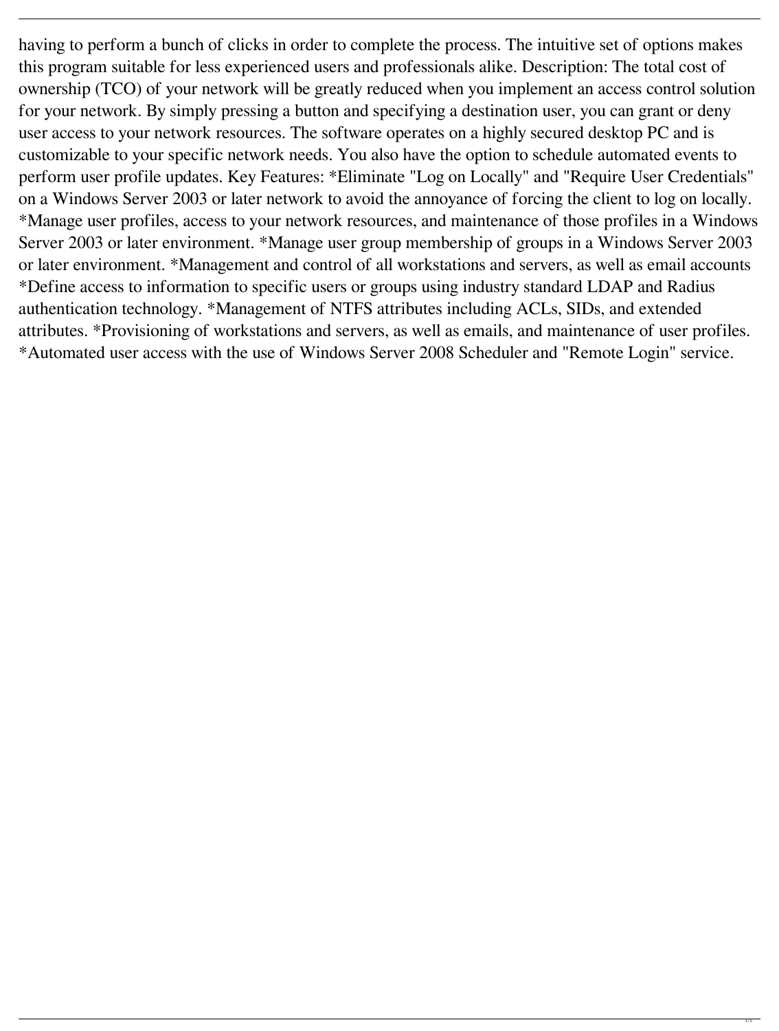having to perform a bunch of clicks in order to complete the process. The intuitive set of options makes this program suitable for less experienced users and professionals alike. Description: The total cost of ownership (TCO) of your network will be greatly reduced when you implement an access control solution for your network. By simply pressing a button and specifying a destination user, you can grant or deny user access to your network resources. The software operates on a highly secured desktop PC and is customizable to your specific network needs. You also have the option to schedule automated events to perform user profile updates. Key Features: *Eliminate "Log on Locally" and "Require User Credentials" on a Windows Server 2003 or later network to avoid the annoyance of forcing the client to log on locally. *Manage user profiles, access to your network resources, and maintenance of those profiles in a Windows Server 2003 or later environment. *Manage user group membership of groups in a Windows Server 2003 or later environment. *Management and control of all workstations and servers, as well as email accounts *Define access to information to specific users or groups using industry standard LDAP and Radius authentication technology. *Management of NTFS attributes including ACLs, SIDs, and extended attributes. *Provisioning of workstations and servers, as well as emails, and maintenance of user profiles. *Automated user access with the use of Windows Server 2008 Scheduler and "Remote Login" service.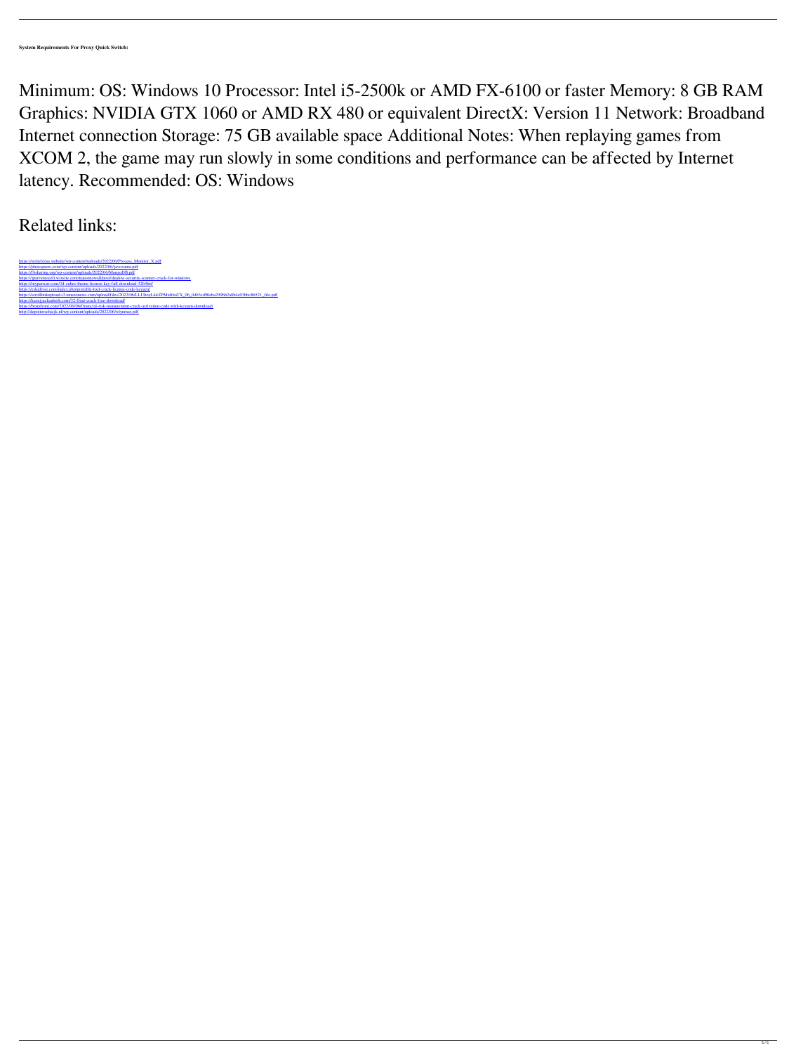**System Requirements For Proxy Quick Switch:**

Minimum: OS: Windows 10 Processor: Intel i5-2500k or AMD FX-6100 or faster Memory: 8 GB RAM Graphics: NVIDIA GTX 1060 or AMD RX 480 or equivalent DirectX: Version 11 Network: Broadband Internet connection Storage: 75 GB available space Additional Notes: When replaying games from XCOM 2, the game may run slowly in some conditions and performance can be affected by Internet latency. Recommended: OS: Windows

Related links:

https://writeforus.website/wp-content/uploads/2022/06/Process_Monitor_X.pdf
https://photognow.com/wp-content/uploads/2022/06/javovama.pdf
https://fbsharing.org/wp-content/uploads/2022/06/MongoDB.pdf
https://gruvionocefi.wixsite.com/tepesmosrall/post/shadow-security-scanner-crack-for-windows
https://mypartcar.com/3d-cubes-theme-license-key-full-download-3264bit/
https://eskidiyse.com/index.php/portable-fssd-crack-license-code-keygen/
https://scrollinkupload.s3.amazonaws.com/upload/files/2022/06/LLUhvyLkkZPMalibsTX_06_04b5cd90eba299b62a8b4e93bbc86521_file.pdf
https://kasujjaelizabeth.com/32-float-crack-free-download/
https://brandvani.com/2022/06/06/financial-risk-management-crack-activation-code-with-keygen-download/
http://depotterschnijk.nl/wp-content/uploads/2022/06/wlynmar.pdf